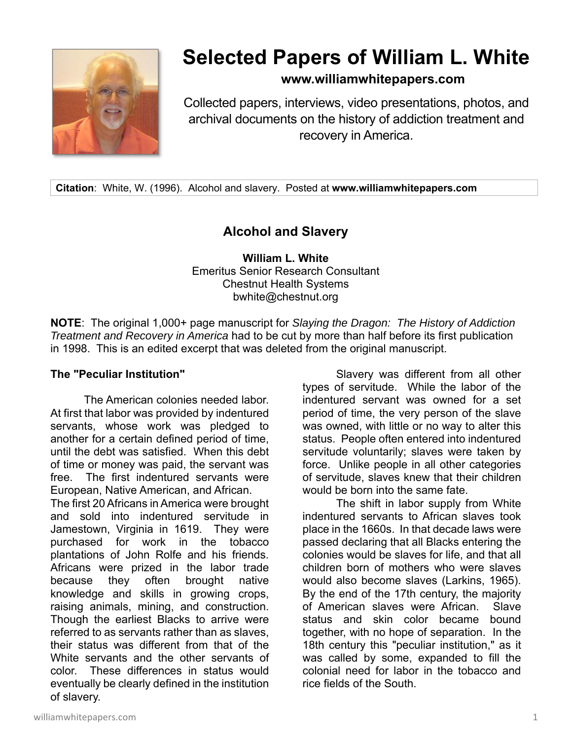# Selected Papers of William L. White

**www.williamwhitepapers.com**

Collected papers, interviews, video presentations, photos, and archival documents on the history of addiction treatment and recovery in America.

**Citation**: White, W. (1996). Alcohol and slavery. Posted at **www.williamwhitepapers.com**

## Alcohol and Slavery

**William L. White**
Emeritus Senior Research Consultant
Chestnut Health Systems
bwhite@chestnut.org

**NOTE**: The original 1,000+ page manuscript for *Slaying the Dragon: The History of Addiction Treatment and Recovery in America* had to be cut by more than half before its first publication in 1998. This is an edited excerpt that was deleted from the original manuscript.

### The "Peculiar Institution"

The American colonies needed labor. At first that labor was provided by indentured servants, whose work was pledged to another for a certain defined period of time, until the debt was satisfied. When this debt of time or money was paid, the servant was free. The first indentured servants were European, Native American, and African.

The first 20 Africans in America were brought and sold into indentured servitude in Jamestown, Virginia in 1619. They were purchased for work in the tobacco plantations of John Rolfe and his friends. Africans were prized in the labor trade because they often brought native knowledge and skills in growing crops, raising animals, mining, and construction. Though the earliest Blacks to arrive were referred to as servants rather than as slaves, their status was different from that of the White servants and the other servants of color. These differences in status would eventually be clearly defined in the institution of slavery.

Slavery was different from all other types of servitude. While the labor of the indentured servant was owned for a set period of time, the very person of the slave was owned, with little or no way to alter this status. People often entered into indentured servitude voluntarily; slaves were taken by force. Unlike people in all other categories of servitude, slaves knew that their children would be born into the same fate.

The shift in labor supply from White indentured servants to African slaves took place in the 1660s. In that decade laws were passed declaring that all Blacks entering the colonies would be slaves for life, and that all children born of mothers who were slaves would also become slaves (Larkins, 1965). By the end of the 17th century, the majority of American slaves were African. Slave status and skin color became bound together, with no hope of separation. In the 18th century this "peculiar institution," as it was called by some, expanded to fill the colonial need for labor in the tobacco and rice fields of the South.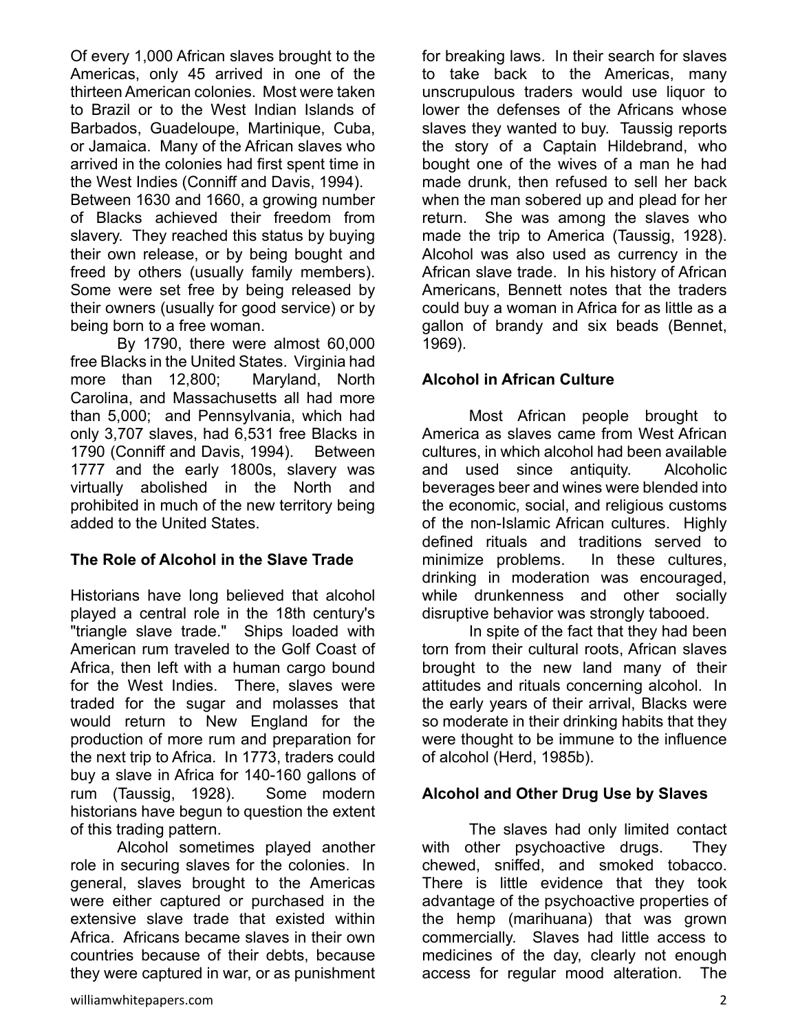Of every 1,000 African slaves brought to the Americas, only 45 arrived in one of the thirteen American colonies. Most were taken to Brazil or to the West Indian Islands of Barbados, Guadeloupe, Martinique, Cuba, or Jamaica. Many of the African slaves who arrived in the colonies had first spent time in the West Indies (Conniff and Davis, 1994).

Between 1630 and 1660, a growing number of Blacks achieved their freedom from slavery. They reached this status by buying their own release, or by being bought and freed by others (usually family members). Some were set free by being released by their owners (usually for good service) or by being born to a free woman.

By 1790, there were almost 60,000 free Blacks in the United States. Virginia had more than 12,800; Maryland, North Carolina, and Massachusetts all had more than 5,000; and Pennsylvania, which had only 3,707 slaves, had 6,531 free Blacks in 1790 (Conniff and Davis, 1994). Between 1777 and the early 1800s, slavery was virtually abolished in the North and prohibited in much of the new territory being added to the United States.

**The Role of Alcohol in the Slave Trade**

Historians have long believed that alcohol played a central role in the 18th century's "triangle slave trade." Ships loaded with American rum traveled to the Golf Coast of Africa, then left with a human cargo bound for the West Indies. There, slaves were traded for the sugar and molasses that would return to New England for the production of more rum and preparation for the next trip to Africa. In 1773, traders could buy a slave in Africa for 140-160 gallons of rum (Taussig, 1928). Some modern historians have begun to question the extent of this trading pattern.

Alcohol sometimes played another role in securing slaves for the colonies. In general, slaves brought to the Americas were either captured or purchased in the extensive slave trade that existed within Africa. Africans became slaves in their own countries because of their debts, because they were captured in war, or as punishment for breaking laws. In their search for slaves to take back to the Americas, many unscrupulous traders would use liquor to lower the defenses of the Africans whose slaves they wanted to buy. Taussig reports the story of a Captain Hildebrand, who bought one of the wives of a man he had made drunk, then refused to sell her back when the man sobered up and plead for her return. She was among the slaves who made the trip to America (Taussig, 1928). Alcohol was also used as currency in the African slave trade. In his history of African Americans, Bennett notes that the traders could buy a woman in Africa for as little as a gallon of brandy and six beads (Bennet, 1969).

**Alcohol in African Culture**

Most African people brought to America as slaves came from West African cultures, in which alcohol had been available and used since antiquity. Alcoholic beverages beer and wines were blended into the economic, social, and religious customs of the non-Islamic African cultures. Highly defined rituals and traditions served to minimize problems. In these cultures, drinking in moderation was encouraged, while drunkenness and other socially disruptive behavior was strongly tabooed.

In spite of the fact that they had been torn from their cultural roots, African slaves brought to the new land many of their attitudes and rituals concerning alcohol. In the early years of their arrival, Blacks were so moderate in their drinking habits that they were thought to be immune to the influence of alcohol (Herd, 1985b).

**Alcohol and Other Drug Use by Slaves**

The slaves had only limited contact with other psychoactive drugs. They chewed, sniffed, and smoked tobacco. There is little evidence that they took advantage of the psychoactive properties of the hemp (marihuana) that was grown commercially. Slaves had little access to medicines of the day, clearly not enough access for regular mood alteration. The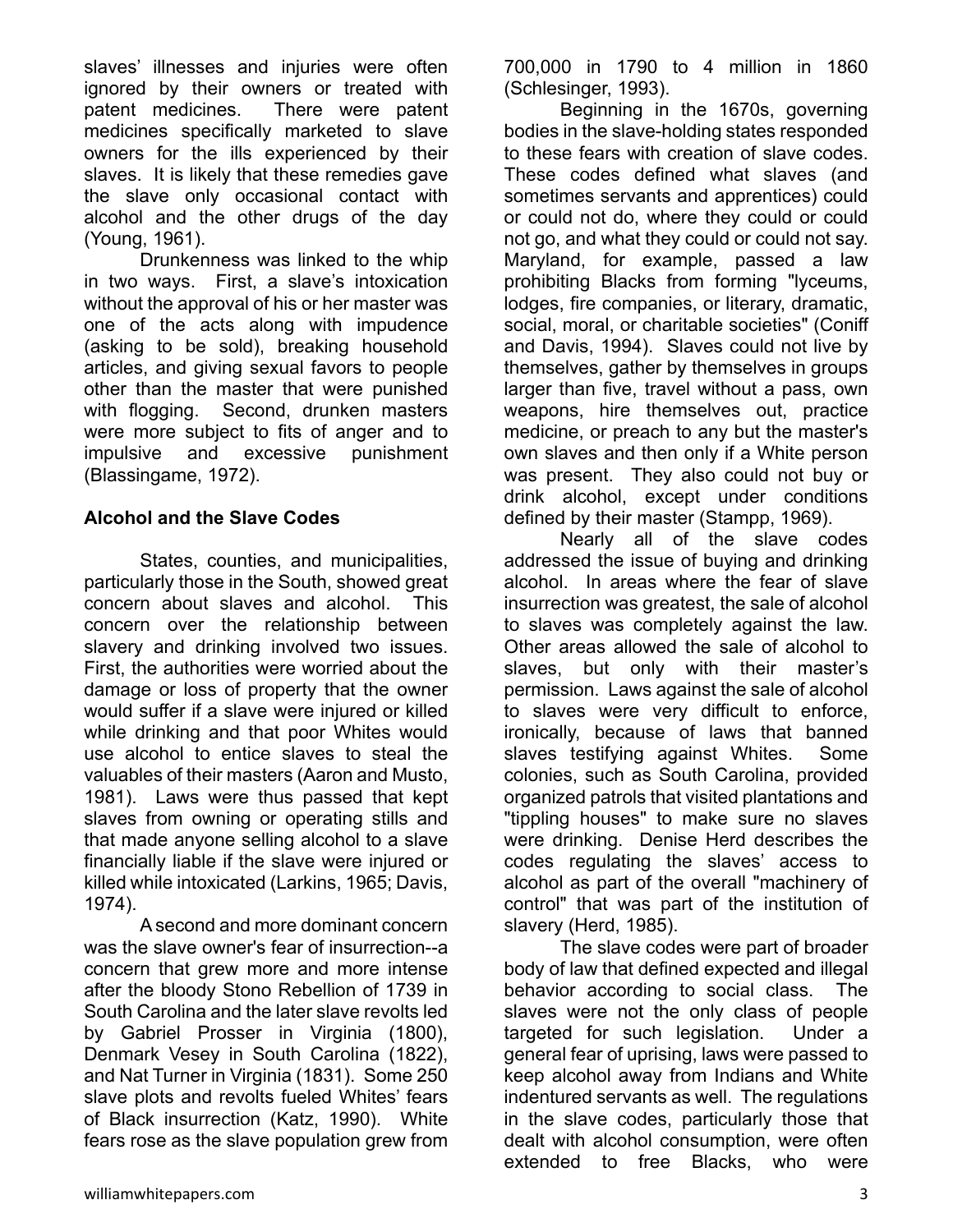slaves' illnesses and injuries were often ignored by their owners or treated with patent medicines. There were patent medicines specifically marketed to slave owners for the ills experienced by their slaves. It is likely that these remedies gave the slave only occasional contact with alcohol and the other drugs of the day (Young, 1961).

Drunkenness was linked to the whip in two ways. First, a slave's intoxication without the approval of his or her master was one of the acts along with impudence (asking to be sold), breaking household articles, and giving sexual favors to people other than the master that were punished with flogging. Second, drunken masters were more subject to fits of anger and to impulsive and excessive punishment (Blassingame, 1972).

## Alcohol and the Slave Codes

States, counties, and municipalities, particularly those in the South, showed great concern about slaves and alcohol. This concern over the relationship between slavery and drinking involved two issues. First, the authorities were worried about the damage or loss of property that the owner would suffer if a slave were injured or killed while drinking and that poor Whites would use alcohol to entice slaves to steal the valuables of their masters (Aaron and Musto, 1981). Laws were thus passed that kept slaves from owning or operating stills and that made anyone selling alcohol to a slave financially liable if the slave were injured or killed while intoxicated (Larkins, 1965; Davis, 1974).

A second and more dominant concern was the slave owner's fear of insurrection--a concern that grew more and more intense after the bloody Stono Rebellion of 1739 in South Carolina and the later slave revolts led by Gabriel Prosser in Virginia (1800), Denmark Vesey in South Carolina (1822), and Nat Turner in Virginia (1831). Some 250 slave plots and revolts fueled Whites' fears of Black insurrection (Katz, 1990). White fears rose as the slave population grew from 700,000 in 1790 to 4 million in 1860 (Schlesinger, 1993).

Beginning in the 1670s, governing bodies in the slave-holding states responded to these fears with creation of slave codes. These codes defined what slaves (and sometimes servants and apprentices) could or could not do, where they could or could not go, and what they could or could not say. Maryland, for example, passed a law prohibiting Blacks from forming "lyceums, lodges, fire companies, or literary, dramatic, social, moral, or charitable societies" (Coniff and Davis, 1994). Slaves could not live by themselves, gather by themselves in groups larger than five, travel without a pass, own weapons, hire themselves out, practice medicine, or preach to any but the master's own slaves and then only if a White person was present. They also could not buy or drink alcohol, except under conditions defined by their master (Stampp, 1969).

Nearly all of the slave codes addressed the issue of buying and drinking alcohol. In areas where the fear of slave insurrection was greatest, the sale of alcohol to slaves was completely against the law. Other areas allowed the sale of alcohol to slaves, but only with their master's permission. Laws against the sale of alcohol to slaves were very difficult to enforce, ironically, because of laws that banned slaves testifying against Whites. Some colonies, such as South Carolina, provided organized patrols that visited plantations and "tippling houses" to make sure no slaves were drinking. Denise Herd describes the codes regulating the slaves' access to alcohol as part of the overall "machinery of control" that was part of the institution of slavery (Herd, 1985).

The slave codes were part of broader body of law that defined expected and illegal behavior according to social class. The slaves were not the only class of people targeted for such legislation. Under a general fear of uprising, laws were passed to keep alcohol away from Indians and White indentured servants as well. The regulations in the slave codes, particularly those that dealt with alcohol consumption, were often extended to free Blacks, who were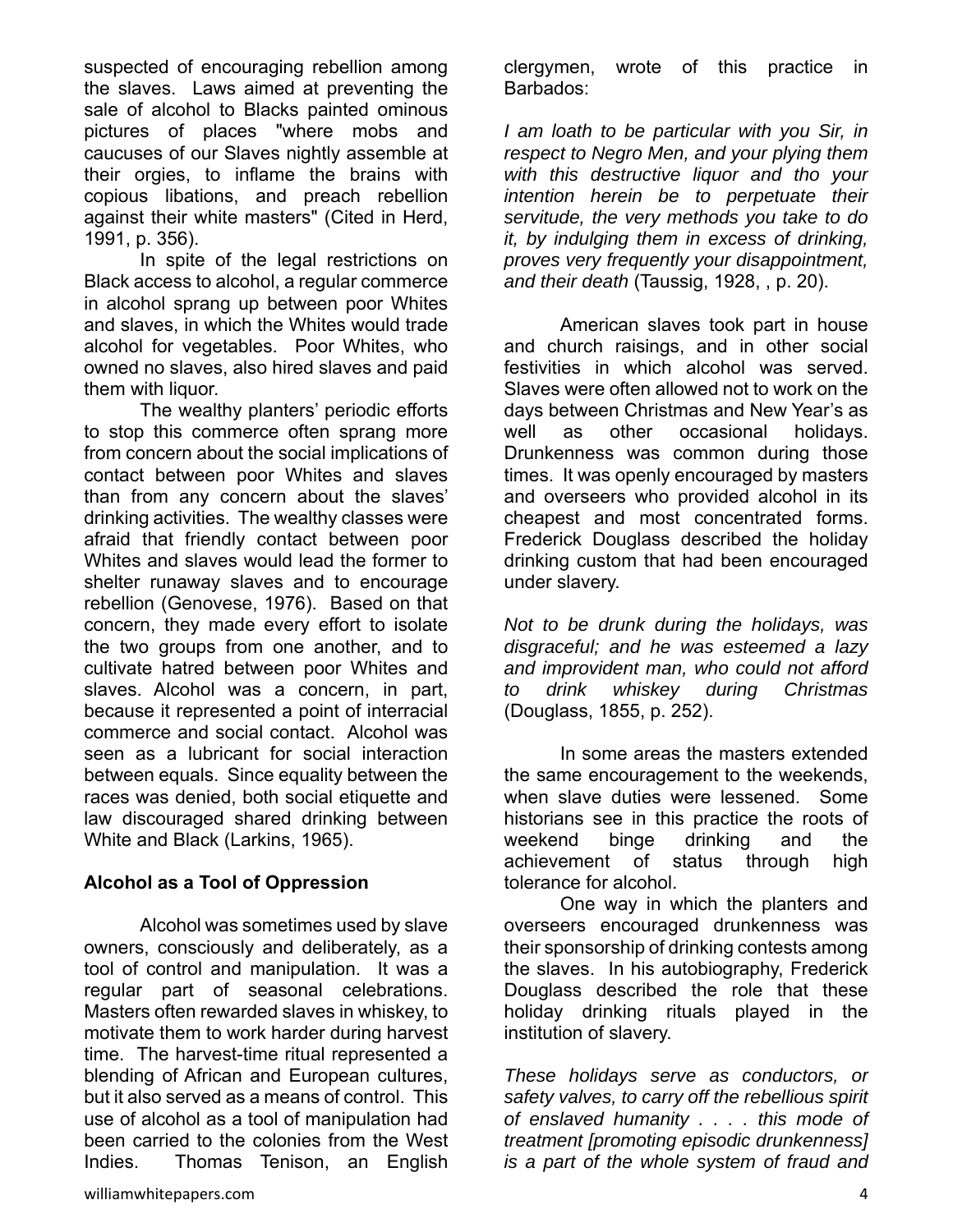suspected of encouraging rebellion among the slaves. Laws aimed at preventing the sale of alcohol to Blacks painted ominous pictures of places "where mobs and caucuses of our Slaves nightly assemble at their orgies, to inflame the brains with copious libations, and preach rebellion against their white masters" (Cited in Herd, 1991, p. 356).

In spite of the legal restrictions on Black access to alcohol, a regular commerce in alcohol sprang up between poor Whites and slaves, in which the Whites would trade alcohol for vegetables. Poor Whites, who owned no slaves, also hired slaves and paid them with liquor.

The wealthy planters' periodic efforts to stop this commerce often sprang more from concern about the social implications of contact between poor Whites and slaves than from any concern about the slaves' drinking activities. The wealthy classes were afraid that friendly contact between poor Whites and slaves would lead the former to shelter runaway slaves and to encourage rebellion (Genovese, 1976). Based on that concern, they made every effort to isolate the two groups from one another, and to cultivate hatred between poor Whites and slaves. Alcohol was a concern, in part, because it represented a point of interracial commerce and social contact. Alcohol was seen as a lubricant for social interaction between equals. Since equality between the races was denied, both social etiquette and law discouraged shared drinking between White and Black (Larkins, 1965).

**Alcohol as a Tool of Oppression**

Alcohol was sometimes used by slave owners, consciously and deliberately, as a tool of control and manipulation. It was a regular part of seasonal celebrations. Masters often rewarded slaves in whiskey, to motivate them to work harder during harvest time. The harvest-time ritual represented a blending of African and European cultures, but it also served as a means of control. This use of alcohol as a tool of manipulation had been carried to the colonies from the West Indies. Thomas Tenison, an English clergymen, wrote of this practice in Barbados:

*I am loath to be particular with you Sir, in respect to Negro Men, and your plying them with this destructive liquor and tho your intention herein be to perpetuate their servitude, the very methods you take to do it, by indulging them in excess of drinking, proves very frequently your disappointment, and their death* (Taussig, 1928, , p. 20).

American slaves took part in house and church raisings, and in other social festivities in which alcohol was served. Slaves were often allowed not to work on the days between Christmas and New Year's as well as other occasional holidays. Drunkenness was common during those times. It was openly encouraged by masters and overseers who provided alcohol in its cheapest and most concentrated forms. Frederick Douglass described the holiday drinking custom that had been encouraged under slavery.

*Not to be drunk during the holidays, was disgraceful; and he was esteemed a lazy and improvident man, who could not afford to drink whiskey during Christmas* (Douglass, 1855, p. 252).

In some areas the masters extended the same encouragement to the weekends, when slave duties were lessened. Some historians see in this practice the roots of weekend binge drinking and the achievement of status through high tolerance for alcohol.

One way in which the planters and overseers encouraged drunkenness was their sponsorship of drinking contests among the slaves. In his autobiography, Frederick Douglass described the role that these holiday drinking rituals played in the institution of slavery.

*These holidays serve as conductors, or safety valves, to carry off the rebellious spirit of enslaved humanity . . . . this mode of treatment [promoting episodic drunkenness] is a part of the whole system of fraud and*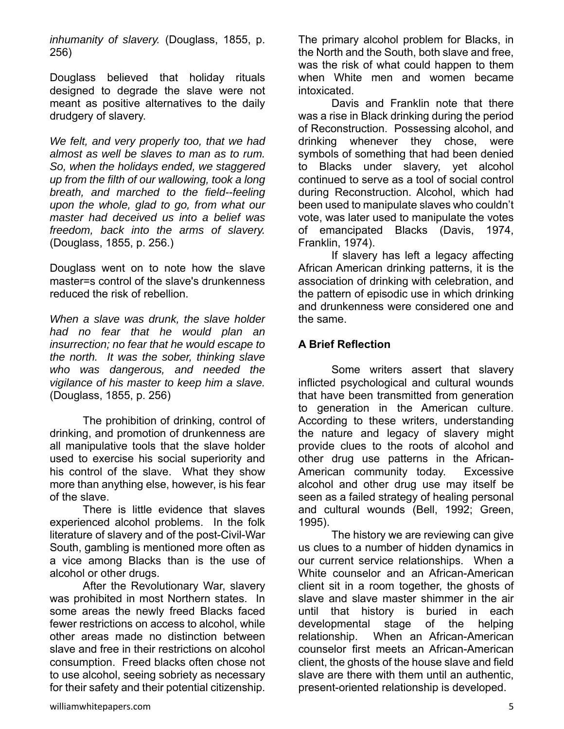*inhumanity of slavery.* (Douglass, 1855, p. 256)

Douglass believed that holiday rituals designed to degrade the slave were not meant as positive alternatives to the daily drudgery of slavery.

*We felt, and very properly too, that we had almost as well be slaves to man as to rum. So, when the holidays ended, we staggered up from the filth of our wallowing, took a long breath, and marched to the field--feeling upon the whole, glad to go, from what our master had deceived us into a belief was freedom, back into the arms of slavery.* (Douglass, 1855, p. 256.)

Douglass went on to note how the slave master=s control of the slave's drunkenness reduced the risk of rebellion.

*When a slave was drunk, the slave holder had no fear that he would plan an insurrection; no fear that he would escape to the north. It was the sober, thinking slave who was dangerous, and needed the vigilance of his master to keep him a slave.* (Douglass, 1855, p. 256)

The prohibition of drinking, control of drinking, and promotion of drunkenness are all manipulative tools that the slave holder used to exercise his social superiority and his control of the slave. What they show more than anything else, however, is his fear of the slave.

There is little evidence that slaves experienced alcohol problems. In the folk literature of slavery and of the post-Civil-War South, gambling is mentioned more often as a vice among Blacks than is the use of alcohol or other drugs.

After the Revolutionary War, slavery was prohibited in most Northern states. In some areas the newly freed Blacks faced fewer restrictions on access to alcohol, while other areas made no distinction between slave and free in their restrictions on alcohol consumption. Freed blacks often chose not to use alcohol, seeing sobriety as necessary for their safety and their potential citizenship. The primary alcohol problem for Blacks, in the North and the South, both slave and free, was the risk of what could happen to them when White men and women became intoxicated.

Davis and Franklin note that there was a rise in Black drinking during the period of Reconstruction. Possessing alcohol, and drinking whenever they chose, were symbols of something that had been denied to Blacks under slavery, yet alcohol continued to serve as a tool of social control during Reconstruction. Alcohol, which had been used to manipulate slaves who couldn't vote, was later used to manipulate the votes of emancipated Blacks (Davis, 1974, Franklin, 1974).

If slavery has left a legacy affecting African American drinking patterns, it is the association of drinking with celebration, and the pattern of episodic use in which drinking and drunkenness were considered one and the same.

**A Brief Reflection**

Some writers assert that slavery inflicted psychological and cultural wounds that have been transmitted from generation to generation in the American culture. According to these writers, understanding the nature and legacy of slavery might provide clues to the roots of alcohol and other drug use patterns in the African-American community today. Excessive alcohol and other drug use may itself be seen as a failed strategy of healing personal and cultural wounds (Bell, 1992; Green, 1995).

The history we are reviewing can give us clues to a number of hidden dynamics in our current service relationships. When a White counselor and an African-American client sit in a room together, the ghosts of slave and slave master shimmer in the air until that history is buried in each developmental stage of the helping relationship. When an African-American counselor first meets an African-American client, the ghosts of the house slave and field slave are there with them until an authentic, present-oriented relationship is developed.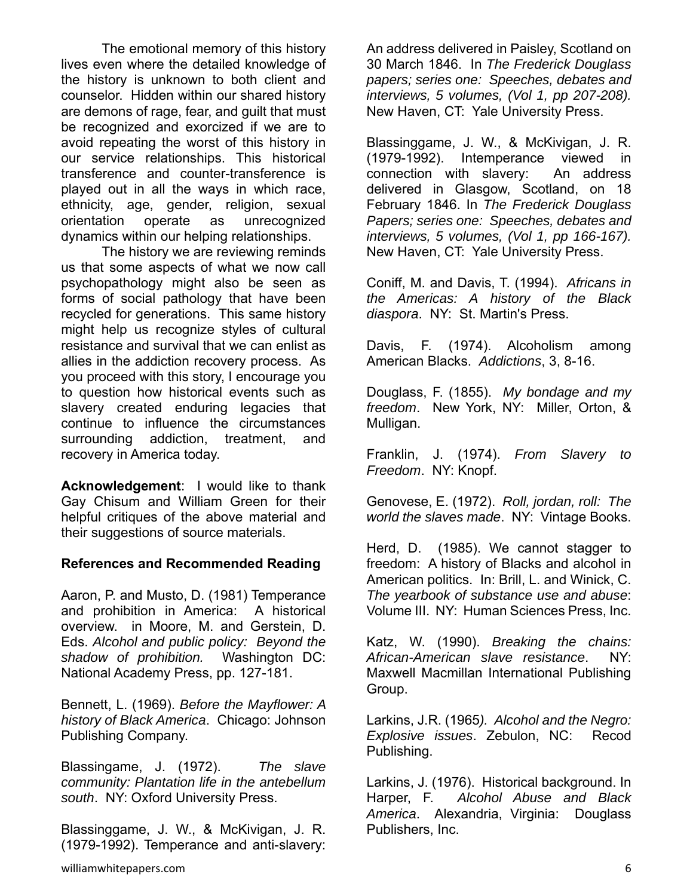The emotional memory of this history lives even where the detailed knowledge of the history is unknown to both client and counselor. Hidden within our shared history are demons of rage, fear, and guilt that must be recognized and exorcized if we are to avoid repeating the worst of this history in our service relationships. This historical transference and counter-transference is played out in all the ways in which race, ethnicity, age, gender, religion, sexual orientation operate as unrecognized dynamics within our helping relationships.

The history we are reviewing reminds us that some aspects of what we now call psychopathology might also be seen as forms of social pathology that have been recycled for generations. This same history might help us recognize styles of cultural resistance and survival that we can enlist as allies in the addiction recovery process. As you proceed with this story, I encourage you to question how historical events such as slavery created enduring legacies that continue to influence the circumstances surrounding addiction, treatment, and recovery in America today.

**Acknowledgement**: I would like to thank Gay Chisum and William Green for their helpful critiques of the above material and their suggestions of source materials.

**References and Recommended Reading**

Aaron, P. and Musto, D. (1981) Temperance and prohibition in America: A historical overview. in Moore, M. and Gerstein, D. Eds. *Alcohol and public policy: Beyond the shadow of prohibition.* Washington DC: National Academy Press, pp. 127-181.

Bennett, L. (1969). *Before the Mayflower: A history of Black America*. Chicago: Johnson Publishing Company.

Blassingame, J. (1972). *The slave community: Plantation life in the antebellum south*. NY: Oxford University Press.

Blassinggame, J. W., & McKivigan, J. R. (1979-1992). Temperance and anti-slavery: An address delivered in Paisley, Scotland on 30 March 1846. In *The Frederick Douglass papers; series one: Speeches, debates and interviews, 5 volumes, (Vol 1, pp 207-208).* New Haven, CT: Yale University Press.

Blassinggame, J. W., & McKivigan, J. R. (1979-1992). Intemperance viewed in connection with slavery: An address delivered in Glasgow, Scotland, on 18 February 1846. In *The Frederick Douglass Papers; series one: Speeches, debates and interviews, 5 volumes, (Vol 1, pp 166-167).* New Haven, CT: Yale University Press.

Coniff, M. and Davis, T. (1994). *Africans in the Americas: A history of the Black diaspora*. NY: St. Martin's Press.

Davis, F. (1974). Alcoholism among American Blacks. *Addictions*, 3, 8-16.

Douglass, F. (1855). *My bondage and my freedom*. New York, NY: Miller, Orton, & Mulligan.

Franklin, J. (1974). *From Slavery to Freedom*. NY: Knopf.

Genovese, E. (1972). *Roll, jordan, roll: The world the slaves made*. NY: Vintage Books.

Herd, D. (1985). We cannot stagger to freedom: A history of Blacks and alcohol in American politics. In: Brill, L. and Winick, C. *The yearbook of substance use and abuse*: Volume III. NY: Human Sciences Press, Inc.

Katz, W. (1990). *Breaking the chains: African-American slave resistance*. NY: Maxwell Macmillan International Publishing Group.

Larkins, J.R. (1965). *Alcohol and the Negro: Explosive issues*. Zebulon, NC: Recod Publishing.

Larkins, J. (1976). Historical background. In Harper, F. *Alcohol Abuse and Black America*. Alexandria, Virginia: Douglass Publishers, Inc.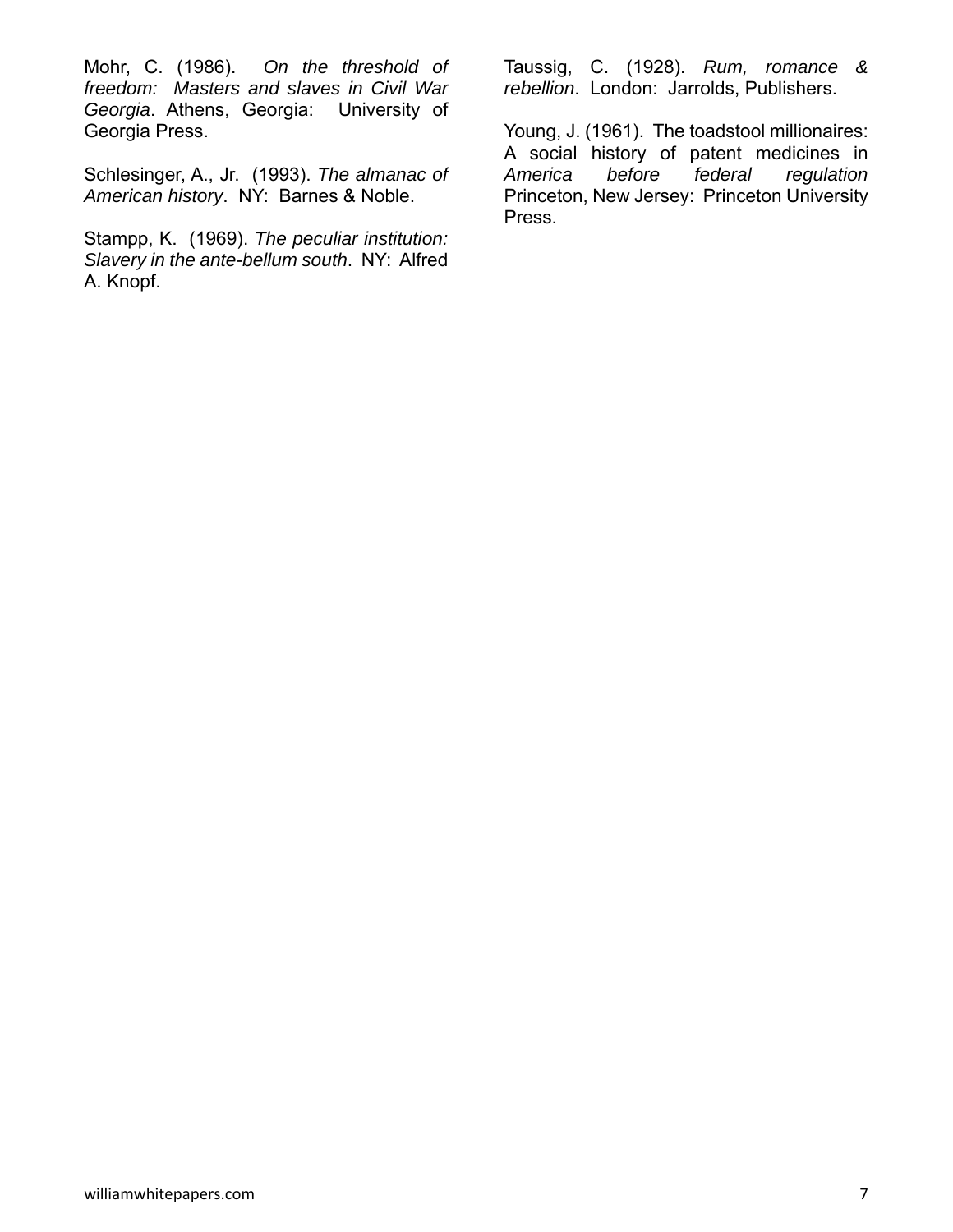Mohr, C. (1986). *On the threshold of freedom: Masters and slaves in Civil War Georgia*. Athens, Georgia: University of Georgia Press.

Schlesinger, A., Jr. (1993). *The almanac of American history*. NY: Barnes & Noble.

Stampp, K. (1969). *The peculiar institution: Slavery in the ante-bellum south*. NY: Alfred A. Knopf.

Taussig, C. (1928). *Rum, romance & rebellion*. London: Jarrolds, Publishers.

Young, J. (1961). The toadstool millionaires: A social history of patent medicines in *America before federal regulation* Princeton, New Jersey: Princeton University Press.